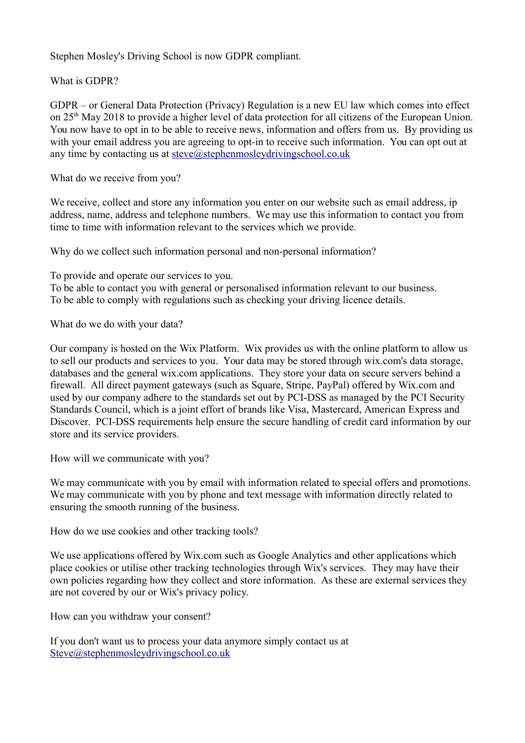Stephen Mosley's Driving School is now GDPR compliant.

What is GDPR?

GDPR – or General Data Protection (Privacy) Regulation is a new EU law which comes into effect on 25th May 2018 to provide a higher level of data protection for all citizens of the European Union. You now have to opt in to be able to receive news, information and offers from us. By providing us with your email address you are agreeing to opt-in to receive such information. You can opt out at any time by contacting us at steve@stephenmosleydrivingschool.co.uk

What do we receive from you?

We receive, collect and store any information you enter on our website such as email address, ip address, name, address and telephone numbers. We may use this information to contact you from time to time with information relevant to the services which we provide.

Why do we collect such information personal and non-personal information?

To provide and operate our services to you.
To be able to contact you with general or personalised information relevant to our business.
To be able to comply with regulations such as checking your driving licence details.

What do we do with your data?

Our company is hosted on the Wix Platform. Wix provides us with the online platform to allow us to sell our products and services to you. Your data may be stored through wix.com's data storage, databases and the general wix.com applications. They store your data on secure servers behind a firewall. All direct payment gateways (such as Square, Stripe, PayPal) offered by Wix.com and used by our company adhere to the standards set out by PCI-DSS as managed by the PCI Security Standards Council, which is a joint effort of brands like Visa, Mastercard, American Express and Discover. PCI-DSS requirements help ensure the secure handling of credit card information by our store and its service providers.

How will we communicate with you?

We may communicate with you by email with information related to special offers and promotions. We may communicate with you by phone and text message with information directly related to ensuring the smooth running of the business.

How do we use cookies and other tracking tools?

We use applications offered by Wix.com such as Google Analytics and other applications which place cookies or utilise other tracking technologies through Wix's services. They may have their own policies regarding how they collect and store information. As these are external services they are not covered by our or Wix's privacy policy.

How can you withdraw your consent?

If you don't want us to process your data anymore simply contact us at Steve@stephenmosleydrivingschool.co.uk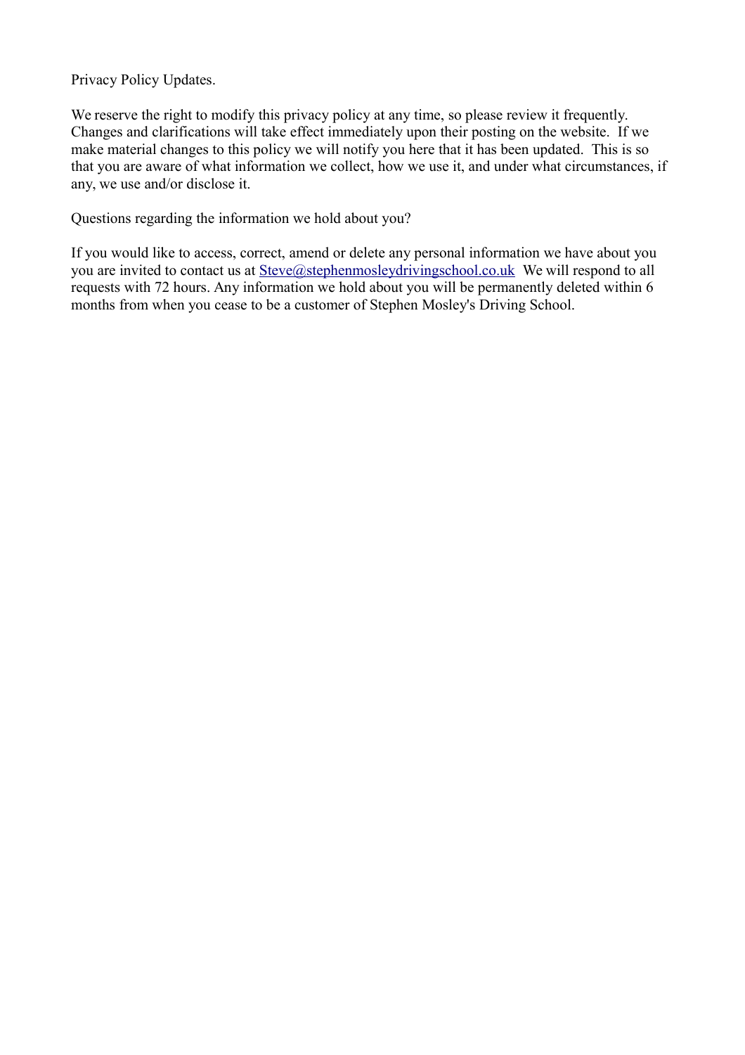Privacy Policy Updates.

We reserve the right to modify this privacy policy at any time, so please review it frequently. Changes and clarifications will take effect immediately upon their posting on the website. If we make material changes to this policy we will notify you here that it has been updated. This is so that you are aware of what information we collect, how we use it, and under what circumstances, if any, we use and/or disclose it.

Questions regarding the information we hold about you?

If you would like to access, correct, amend or delete any personal information we have about you you are invited to contact us at [Steve@stephenmosleydrivingschool.co.uk](mailto:Steve@stephenmosleydrivingschool.co.uk) We will respond to all requests with 72 hours. Any information we hold about you will be permanently deleted within 6 months from when you cease to be a customer of Stephen Mosley's Driving School.